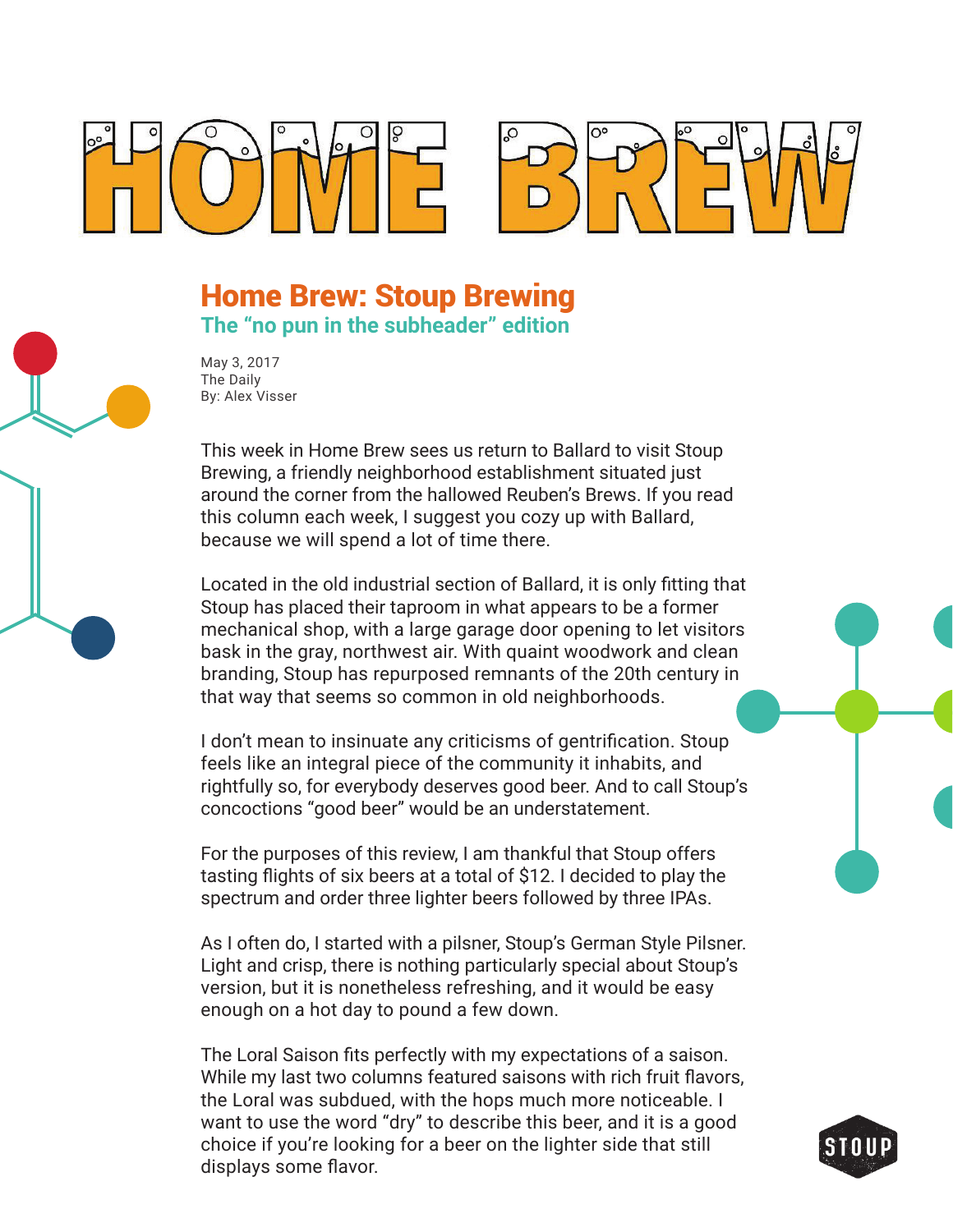# HOME BREW

## Home Brew: Stoup Brewing

### The "no pun in the subheader" edition

May 3, 2017
The Daily
By: Alex Visser

This week in Home Brew sees us return to Ballard to visit Stoup Brewing, a friendly neighborhood establishment situated just around the corner from the hallowed Reuben's Brews. If you read this column each week, I suggest you cozy up with Ballard, because we will spend a lot of time there.

Located in the old industrial section of Ballard, it is only fitting that Stoup has placed their taproom in what appears to be a former mechanical shop, with a large garage door opening to let visitors bask in the gray, northwest air. With quaint woodwork and clean branding, Stoup has repurposed remnants of the 20th century in that way that seems so common in old neighborhoods.

I don't mean to insinuate any criticisms of gentrification. Stoup feels like an integral piece of the community it inhabits, and rightfully so, for everybody deserves good beer. And to call Stoup's concoctions "good beer" would be an understatement.

For the purposes of this review, I am thankful that Stoup offers tasting flights of six beers at a total of $12. I decided to play the spectrum and order three lighter beers followed by three IPAs.

As I often do, I started with a pilsner, Stoup's German Style Pilsner. Light and crisp, there is nothing particularly special about Stoup's version, but it is nonetheless refreshing, and it would be easy enough on a hot day to pound a few down.

The Loral Saison fits perfectly with my expectations of a saison. While my last two columns featured saisons with rich fruit flavors, the Loral was subdued, with the hops much more noticeable. I want to use the word "dry" to describe this beer, and it is a good choice if you're looking for a beer on the lighter side that still displays some flavor.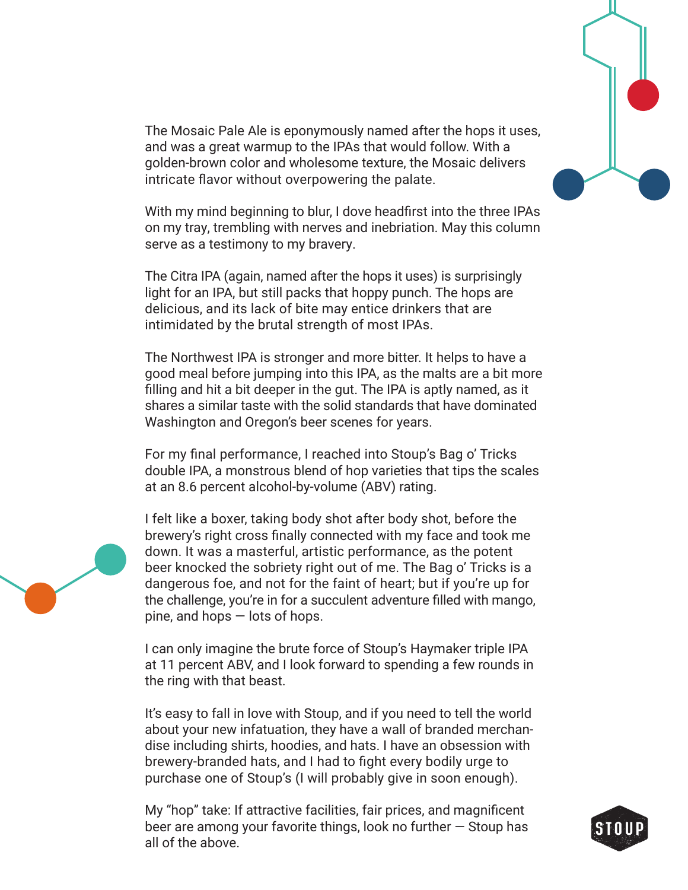The Mosaic Pale Ale is eponymously named after the hops it uses, and was a great warmup to the IPAs that would follow. With a golden-brown color and wholesome texture, the Mosaic delivers intricate flavor without overpowering the palate.

With my mind beginning to blur, I dove headfirst into the three IPAs on my tray, trembling with nerves and inebriation. May this column serve as a testimony to my bravery.

The Citra IPA (again, named after the hops it uses) is surprisingly light for an IPA, but still packs that hoppy punch. The hops are delicious, and its lack of bite may entice drinkers that are intimidated by the brutal strength of most IPAs.

The Northwest IPA is stronger and more bitter. It helps to have a good meal before jumping into this IPA, as the malts are a bit more filling and hit a bit deeper in the gut. The IPA is aptly named, as it shares a similar taste with the solid standards that have dominated Washington and Oregon's beer scenes for years.

For my final performance, I reached into Stoup's Bag o' Tricks double IPA, a monstrous blend of hop varieties that tips the scales at an 8.6 percent alcohol-by-volume (ABV) rating.

I felt like a boxer, taking body shot after body shot, before the brewery's right cross finally connected with my face and took me down. It was a masterful, artistic performance, as the potent beer knocked the sobriety right out of me. The Bag o' Tricks is a dangerous foe, and not for the faint of heart; but if you're up for the challenge, you're in for a succulent adventure filled with mango, pine, and hops — lots of hops.

I can only imagine the brute force of Stoup's Haymaker triple IPA at 11 percent ABV, and I look forward to spending a few rounds in the ring with that beast.

It's easy to fall in love with Stoup, and if you need to tell the world about your new infatuation, they have a wall of branded merchandise including shirts, hoodies, and hats. I have an obsession with brewery-branded hats, and I had to fight every bodily urge to purchase one of Stoup's (I will probably give in soon enough).

My "hop" take: If attractive facilities, fair prices, and magnificent beer are among your favorite things, look no further — Stoup has all of the above.

STOUP